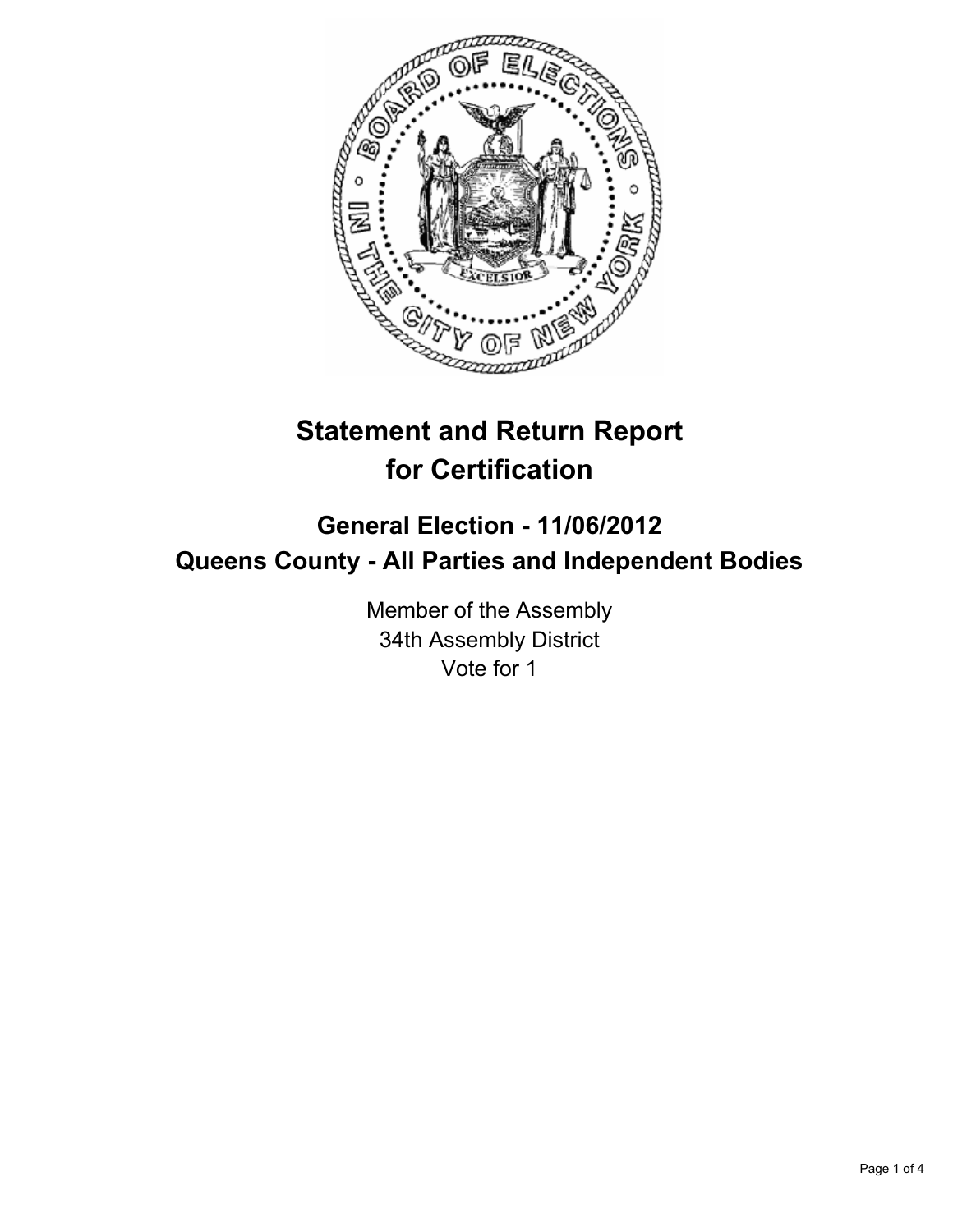# Statement and Return Report for Certification

## General Election - 11/06/2012
## Queens County - All Parties and Independent Bodies

Member of the Assembly
34th Assembly District
Vote for 1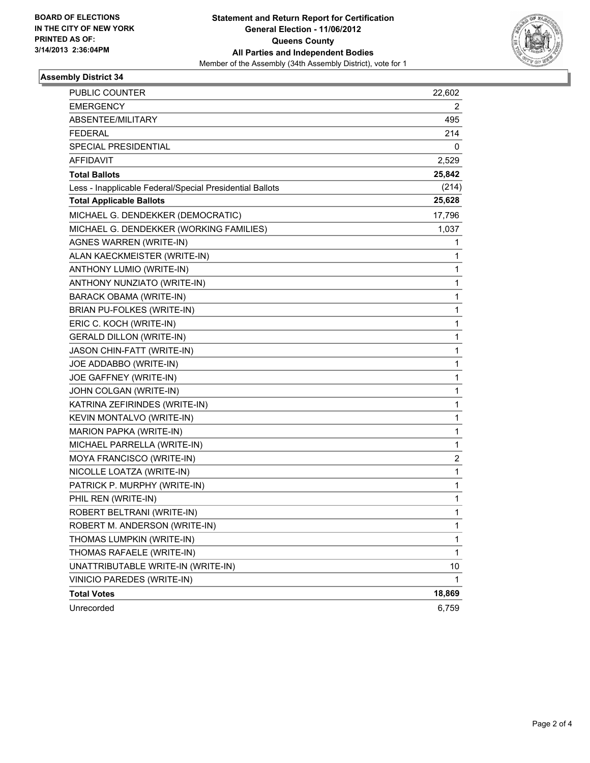**BOARD OF ELECTIONS IN THE CITY OF NEW YORK PRINTED AS OF: 3/14/2013 2:36:04PM**

**Statement and Return Report for Certification**
**General Election - 11/06/2012**
**Queens County**
**All Parties and Independent Bodies**
Member of the Assembly (34th Assembly District), vote for 1

### Assembly District 34

| | |
|---|---|
| PUBLIC COUNTER | 22,602 |
| EMERGENCY | 2 |
| ABSENTEE/MILITARY | 495 |
| FEDERAL | 214 |
| SPECIAL PRESIDENTIAL | 0 |
| AFFIDAVIT | 2,529 |
| **Total Ballots** | **25,842** |
| Less - Inapplicable Federal/Special Presidential Ballots | (214) |
| **Total Applicable Ballots** | **25,628** |
| MICHAEL G. DENDEKKER (DEMOCRATIC) | 17,796 |
| MICHAEL G. DENDEKKER (WORKING FAMILIES) | 1,037 |
| AGNES WARREN (WRITE-IN) | 1 |
| ALAN KAECKMEISTER (WRITE-IN) | 1 |
| ANTHONY LUMIO (WRITE-IN) | 1 |
| ANTHONY NUNZIATO (WRITE-IN) | 1 |
| BARACK OBAMA (WRITE-IN) | 1 |
| BRIAN PU-FOLKES (WRITE-IN) | 1 |
| ERIC C. KOCH (WRITE-IN) | 1 |
| GERALD DILLON (WRITE-IN) | 1 |
| JASON CHIN-FATT (WRITE-IN) | 1 |
| JOE ADDABBO (WRITE-IN) | 1 |
| JOE GAFFNEY (WRITE-IN) | 1 |
| JOHN COLGAN (WRITE-IN) | 1 |
| KATRINA ZEFIRINDES (WRITE-IN) | 1 |
| KEVIN MONTALVO (WRITE-IN) | 1 |
| MARION PAPKA (WRITE-IN) | 1 |
| MICHAEL PARRELLA (WRITE-IN) | 1 |
| MOYA FRANCISCO (WRITE-IN) | 2 |
| NICOLLE LOATZA (WRITE-IN) | 1 |
| PATRICK P. MURPHY (WRITE-IN) | 1 |
| PHIL REN (WRITE-IN) | 1 |
| ROBERT BELTRANI (WRITE-IN) | 1 |
| ROBERT M. ANDERSON (WRITE-IN) | 1 |
| THOMAS LUMPKIN (WRITE-IN) | 1 |
| THOMAS RAFAELE (WRITE-IN) | 1 |
| UNATTRIBUTABLE WRITE-IN (WRITE-IN) | 10 |
| VINICIO PAREDES (WRITE-IN) | 1 |
| **Total Votes** | **18,869** |
| Unrecorded | 6,759 |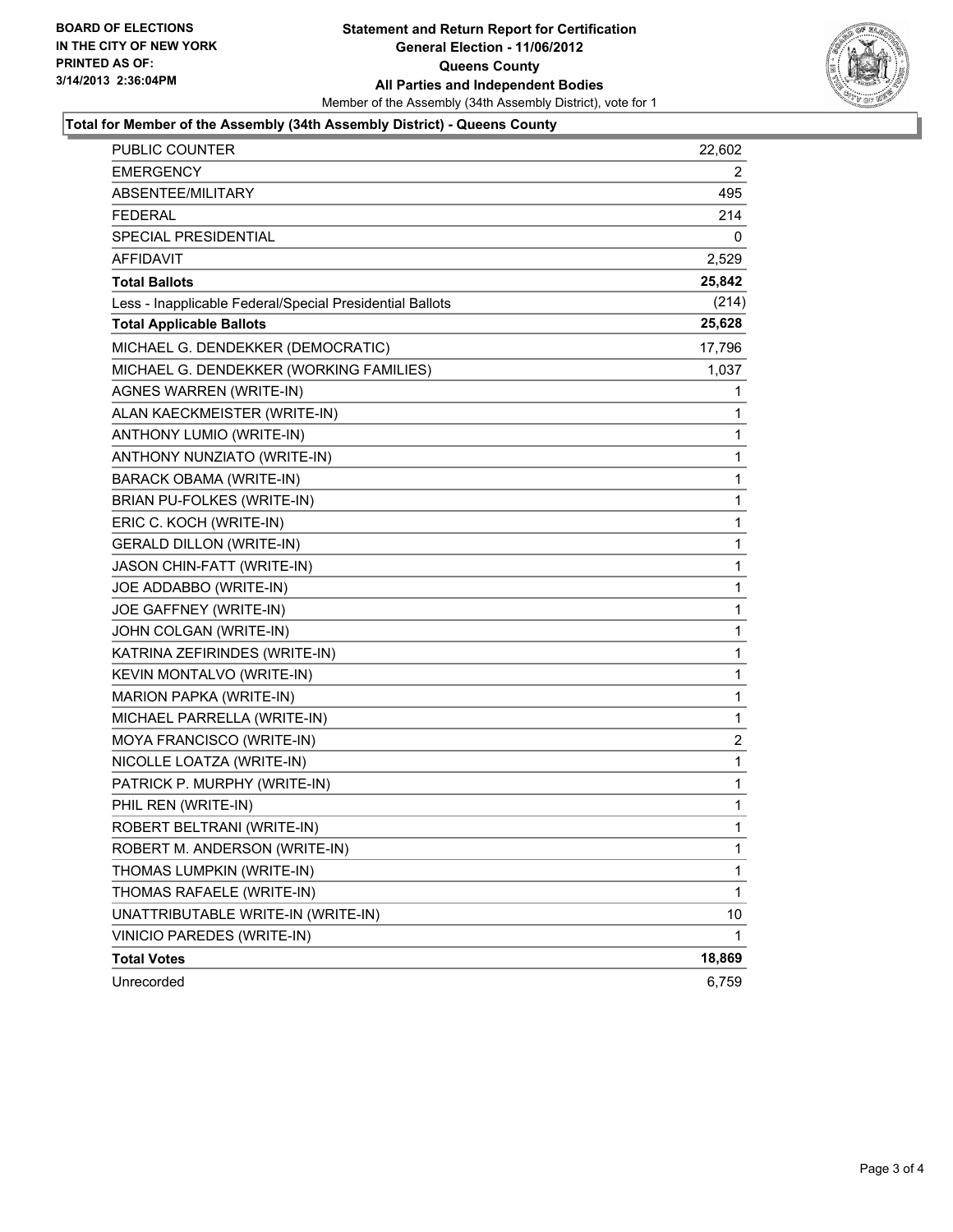**BOARD OF ELECTIONS**
**IN THE CITY OF NEW YORK**
**PRINTED AS OF:**
**3/14/2013 2:36:04PM**

# Statement and Return Report for Certification
## General Election - 11/06/2012
## Queens County
## All Parties and Independent Bodies

Member of the Assembly (34th Assembly District), vote for 1

### Total for Member of the Assembly (34th Assembly District) - Queens County

| | |
|---|---|
| PUBLIC COUNTER | 22,602 |
| EMERGENCY | 2 |
| ABSENTEE/MILITARY | 495 |
| FEDERAL | 214 |
| SPECIAL PRESIDENTIAL | 0 |
| AFFIDAVIT | 2,529 |
| **Total Ballots** | **25,842** |
| Less - Inapplicable Federal/Special Presidential Ballots | (214) |
| **Total Applicable Ballots** | **25,628** |
| MICHAEL G. DENDEKKER (DEMOCRATIC) | 17,796 |
| MICHAEL G. DENDEKKER (WORKING FAMILIES) | 1,037 |
| AGNES WARREN (WRITE-IN) | 1 |
| ALAN KAECKMEISTER (WRITE-IN) | 1 |
| ANTHONY LUMIO (WRITE-IN) | 1 |
| ANTHONY NUNZIATO (WRITE-IN) | 1 |
| BARACK OBAMA (WRITE-IN) | 1 |
| BRIAN PU-FOLKES (WRITE-IN) | 1 |
| ERIC C. KOCH (WRITE-IN) | 1 |
| GERALD DILLON (WRITE-IN) | 1 |
| JASON CHIN-FATT (WRITE-IN) | 1 |
| JOE ADDABBO (WRITE-IN) | 1 |
| JOE GAFFNEY (WRITE-IN) | 1 |
| JOHN COLGAN (WRITE-IN) | 1 |
| KATRINA ZEFIRINDES (WRITE-IN) | 1 |
| KEVIN MONTALVO (WRITE-IN) | 1 |
| MARION PAPKA (WRITE-IN) | 1 |
| MICHAEL PARRELLA (WRITE-IN) | 1 |
| MOYA FRANCISCO (WRITE-IN) | 2 |
| NICOLLE LOATZA (WRITE-IN) | 1 |
| PATRICK P. MURPHY (WRITE-IN) | 1 |
| PHIL REN (WRITE-IN) | 1 |
| ROBERT BELTRANI (WRITE-IN) | 1 |
| ROBERT M. ANDERSON (WRITE-IN) | 1 |
| THOMAS LUMPKIN (WRITE-IN) | 1 |
| THOMAS RAFAELE (WRITE-IN) | 1 |
| UNATTRIBUTABLE WRITE-IN (WRITE-IN) | 10 |
| VINICIO PAREDES (WRITE-IN) | 1 |
| **Total Votes** | **18,869** |
| Unrecorded | 6,759 |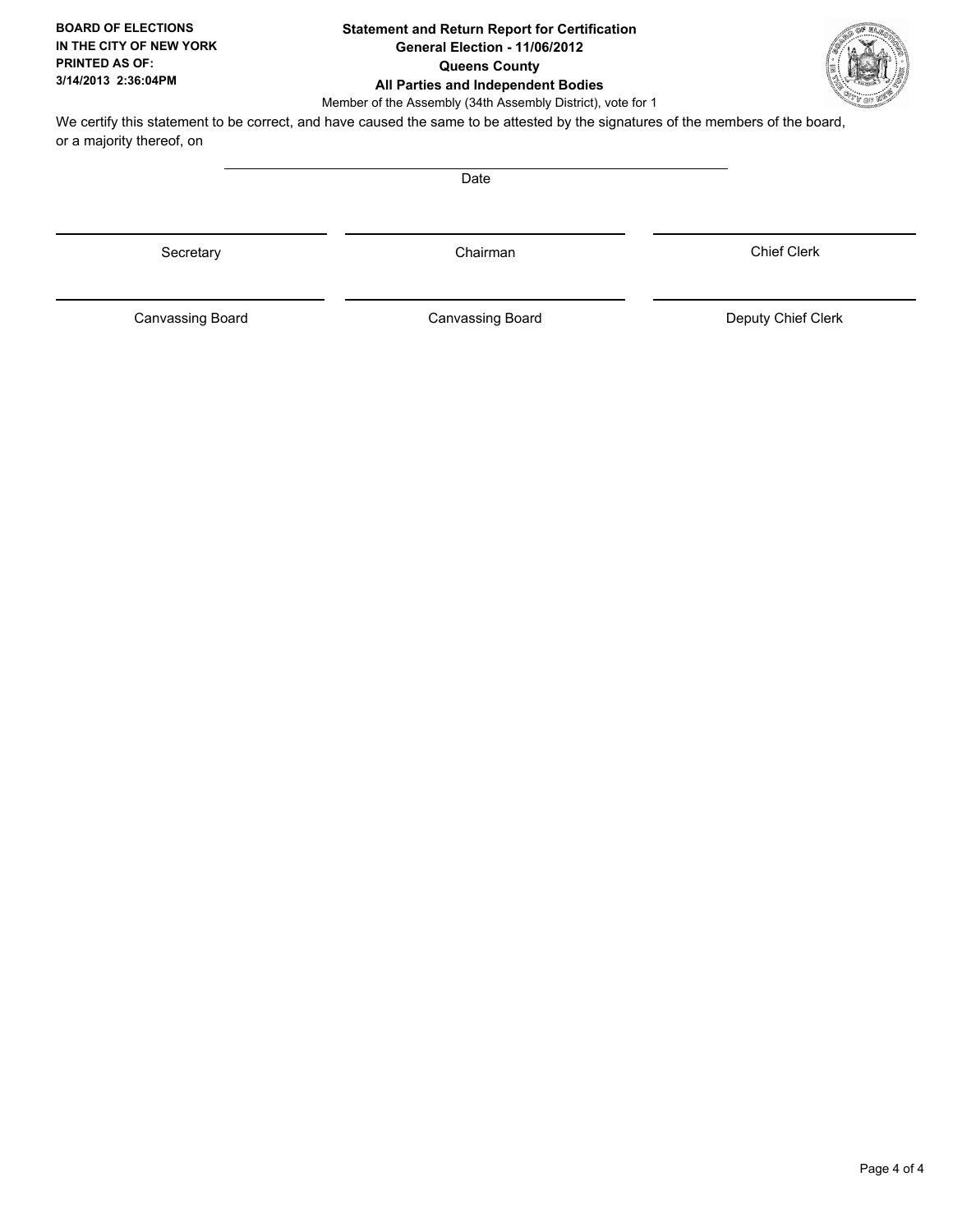**BOARD OF ELECTIONS IN THE CITY OF NEW YORK PRINTED AS OF: 3/14/2013 2:36:04PM**

**Statement and Return Report for Certification**
**General Election - 11/06/2012**
**Queens County**
**All Parties and Independent Bodies**
Member of the Assembly (34th Assembly District), vote for 1

We certify this statement to be correct, and have caused the same to be attested by the signatures of the members of the board, or a majority thereof, on

Date

| | | |
|---|---|---|
| Secretary | Chairman | Chief Clerk |
| Canvassing Board | Canvassing Board | Deputy Chief Clerk |